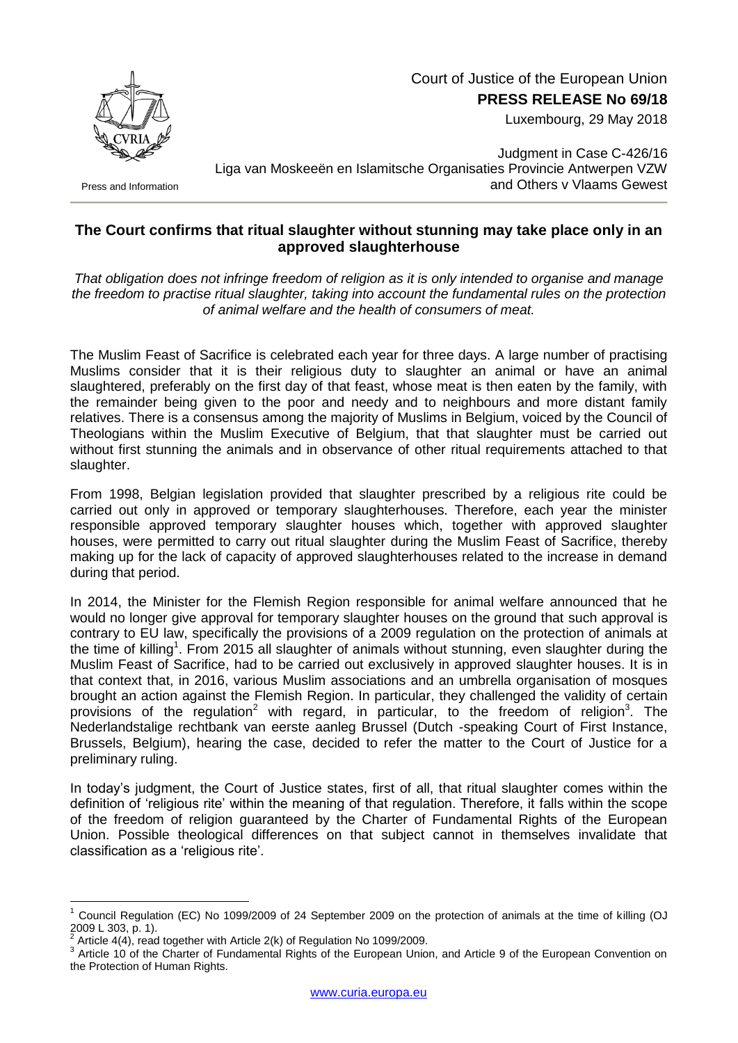Court of Justice of the European Union

**PRESS RELEASE No 69/18**

Luxembourg, 29 May 2018

Press and Information

Judgment in Case C-426/16
Liga van Moskeeën en Islamitsche Organisaties Provincie Antwerpen VZW and Others v Vlaams Gewest

## The Court confirms that ritual slaughter without stunning may take place only in an approved slaughterhouse

*That obligation does not infringe freedom of religion as it is only intended to organise and manage the freedom to practise ritual slaughter, taking into account the fundamental rules on the protection of animal welfare and the health of consumers of meat.*

The Muslim Feast of Sacrifice is celebrated each year for three days. A large number of practising Muslims consider that it is their religious duty to slaughter an animal or have an animal slaughtered, preferably on the first day of that feast, whose meat is then eaten by the family, with the remainder being given to the poor and needy and to neighbours and more distant family relatives. There is a consensus among the majority of Muslims in Belgium, voiced by the Council of Theologians within the Muslim Executive of Belgium, that that slaughter must be carried out without first stunning the animals and in observance of other ritual requirements attached to that slaughter.

From 1998, Belgian legislation provided that slaughter prescribed by a religious rite could be carried out only in approved or temporary slaughterhouses. Therefore, each year the minister responsible approved temporary slaughter houses which, together with approved slaughter houses, were permitted to carry out ritual slaughter during the Muslim Feast of Sacrifice, thereby making up for the lack of capacity of approved slaughterhouses related to the increase in demand during that period.

In 2014, the Minister for the Flemish Region responsible for animal welfare announced that he would no longer give approval for temporary slaughter houses on the ground that such approval is contrary to EU law, specifically the provisions of a 2009 regulation on the protection of animals at the time of killing[1]. From 2015 all slaughter of animals without stunning, even slaughter during the Muslim Feast of Sacrifice, had to be carried out exclusively in approved slaughter houses. It is in that context that, in 2016, various Muslim associations and an umbrella organisation of mosques brought an action against the Flemish Region. In particular, they challenged the validity of certain provisions of the regulation[2] with regard, in particular, to the freedom of religion[3]. The Nederlandstalige rechtbank van eerste aanleg Brussel (Dutch -speaking Court of First Instance, Brussels, Belgium), hearing the case, decided to refer the matter to the Court of Justice for a preliminary ruling.

In today's judgment, the Court of Justice states, first of all, that ritual slaughter comes within the definition of 'religious rite' within the meaning of that regulation. Therefore, it falls within the scope of the freedom of religion guaranteed by the Charter of Fundamental Rights of the European Union. Possible theological differences on that subject cannot in themselves invalidate that classification as a 'religious rite'.

---

[1] Council Regulation (EC) No 1099/2009 of 24 September 2009 on the protection of animals at the time of killing (OJ 2009 L 303, p. 1).

[2] Article 4(4), read together with Article 2(k) of Regulation No 1099/2009.

[3] Article 10 of the Charter of Fundamental Rights of the European Union, and Article 9 of the European Convention on the Protection of Human Rights.

www.curia.europa.eu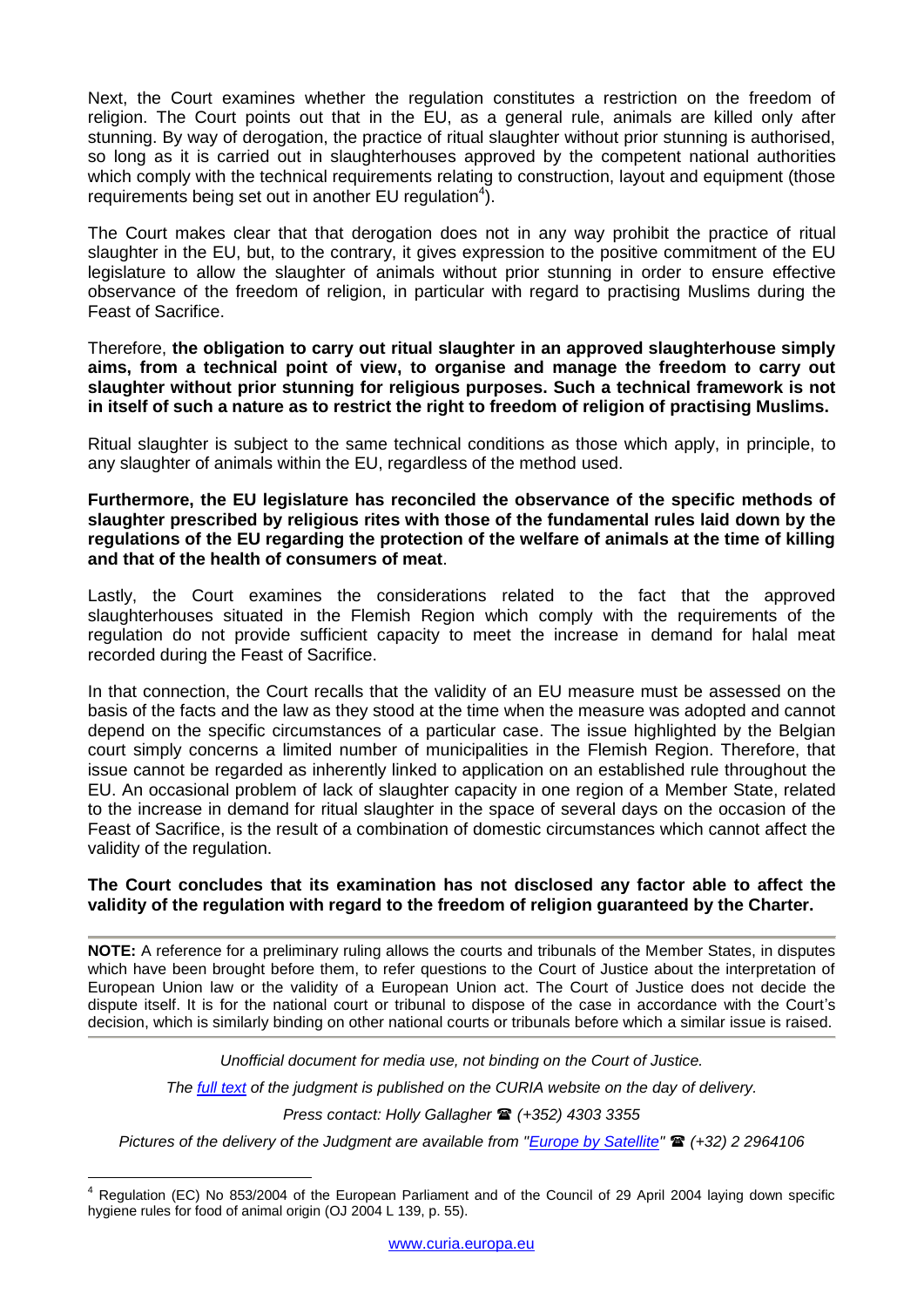Next, the Court examines whether the regulation constitutes a restriction on the freedom of religion. The Court points out that in the EU, as a general rule, animals are killed only after stunning. By way of derogation, the practice of ritual slaughter without prior stunning is authorised, so long as it is carried out in slaughterhouses approved by the competent national authorities which comply with the technical requirements relating to construction, layout and equipment (those requirements being set out in another EU regulation[4]).

The Court makes clear that that derogation does not in any way prohibit the practice of ritual slaughter in the EU, but, to the contrary, it gives expression to the positive commitment of the EU legislature to allow the slaughter of animals without prior stunning in order to ensure effective observance of the freedom of religion, in particular with regard to practising Muslims during the Feast of Sacrifice.

Therefore, **the obligation to carry out ritual slaughter in an approved slaughterhouse simply aims, from a technical point of view, to organise and manage the freedom to carry out slaughter without prior stunning for religious purposes. Such a technical framework is not in itself of such a nature as to restrict the right to freedom of religion of practising Muslims.**

Ritual slaughter is subject to the same technical conditions as those which apply, in principle, to any slaughter of animals within the EU, regardless of the method used.

**Furthermore, the EU legislature has reconciled the observance of the specific methods of slaughter prescribed by religious rites with those of the fundamental rules laid down by the regulations of the EU regarding the protection of the welfare of animals at the time of killing and that of the health of consumers of meat**.

Lastly, the Court examines the considerations related to the fact that the approved slaughterhouses situated in the Flemish Region which comply with the requirements of the regulation do not provide sufficient capacity to meet the increase in demand for halal meat recorded during the Feast of Sacrifice.

In that connection, the Court recalls that the validity of an EU measure must be assessed on the basis of the facts and the law as they stood at the time when the measure was adopted and cannot depend on the specific circumstances of a particular case. The issue highlighted by the Belgian court simply concerns a limited number of municipalities in the Flemish Region. Therefore, that issue cannot be regarded as inherently linked to application on an established rule throughout the EU. An occasional problem of lack of slaughter capacity in one region of a Member State, related to the increase in demand for ritual slaughter in the space of several days on the occasion of the Feast of Sacrifice, is the result of a combination of domestic circumstances which cannot affect the validity of the regulation.

**The Court concludes that its examination has not disclosed any factor able to affect the validity of the regulation with regard to the freedom of religion guaranteed by the Charter.**

---

**NOTE:** A reference for a preliminary ruling allows the courts and tribunals of the Member States, in disputes which have been brought before them, to refer questions to the Court of Justice about the interpretation of European Union law or the validity of a European Union act. The Court of Justice does not decide the dispute itself. It is for the national court or tribunal to dispose of the case in accordance with the Court's decision, which is similarly binding on other national courts or tribunals before which a similar issue is raised.

---

*Unofficial document for media use, not binding on the Court of Justice.*

*The full text of the judgment is published on the CURIA website on the day of delivery.*

*Press contact: Holly Gallagher ☎ (+352) 4303 3355*

*Pictures of the delivery of the Judgment are available from "Europe by Satellite" ☎ (+32) 2 2964106*

---

[4] Regulation (EC) No 853/2004 of the European Parliament and of the Council of 29 April 2004 laying down specific hygiene rules for food of animal origin (OJ 2004 L 139, p. 55).

www.curia.europa.eu